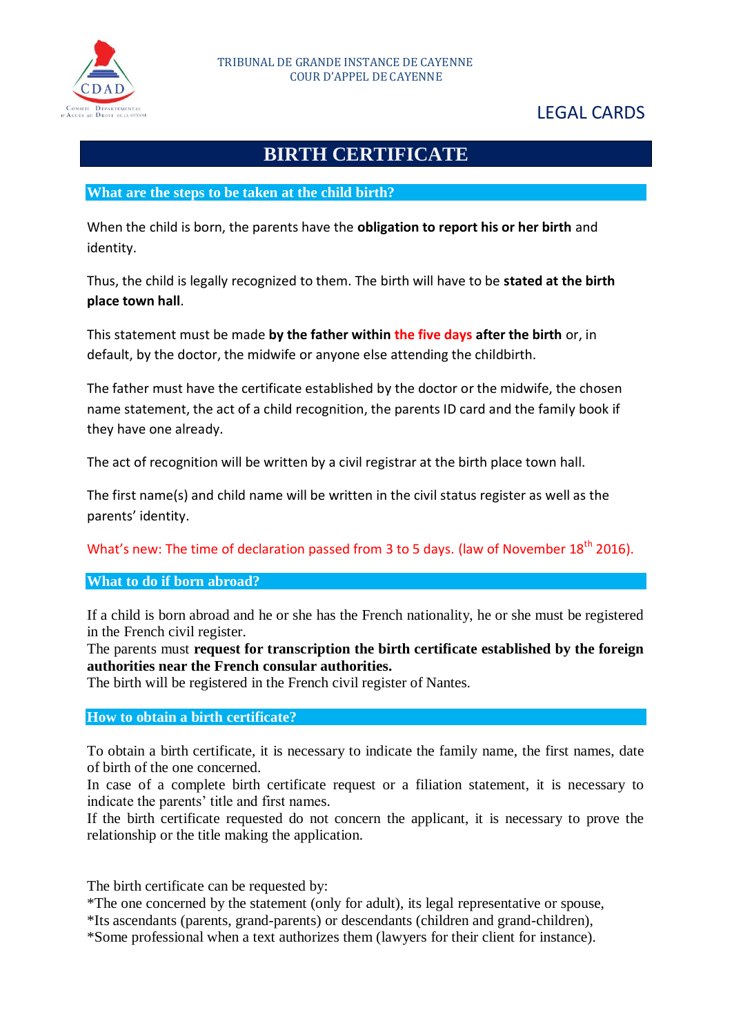TRIBUNAL DE GRANDE INSTANCE DE CAYENNE
COUR D'APPEL DE CAYENNE

LEGAL CARDS

# BIRTH CERTIFICATE

## What are the steps to be taken at the child birth?

When the child is born, the parents have the **obligation to report his or her birth** and identity.

Thus, the child is legally recognized to them. The birth will have to be **stated at the birth place town hall**.

This statement must be made **by the father within the five days after the birth** or, in default, by the doctor, the midwife or anyone else attending the childbirth.

The father must have the certificate established by the doctor or the midwife, the chosen name statement, the act of a child recognition, the parents ID card and the family book if they have one already.

The act of recognition will be written by a civil registrar at the birth place town hall.

The first name(s) and child name will be written in the civil status register as well as the parents' identity.

What's new: The time of declaration passed from 3 to 5 days. (law of November 18th 2016).

## What to do if born abroad?

If a child is born abroad and he or she has the French nationality, he or she must be registered in the French civil register.
The parents must **request for transcription the birth certificate established by the foreign authorities near the French consular authorities.**
The birth will be registered in the French civil register of Nantes.

## How to obtain a birth certificate?

To obtain a birth certificate, it is necessary to indicate the family name, the first names, date of birth of the one concerned.
In case of a complete birth certificate request or a filiation statement, it is necessary to indicate the parents' title and first names.
If the birth certificate requested do not concern the applicant, it is necessary to prove the relationship or the title making the application.

The birth certificate can be requested by:
*The one concerned by the statement (only for adult), its legal representative or spouse,
*Its ascendants (parents, grand-parents) or descendants (children and grand-children),
*Some professional when a text authorizes them (lawyers for their client for instance).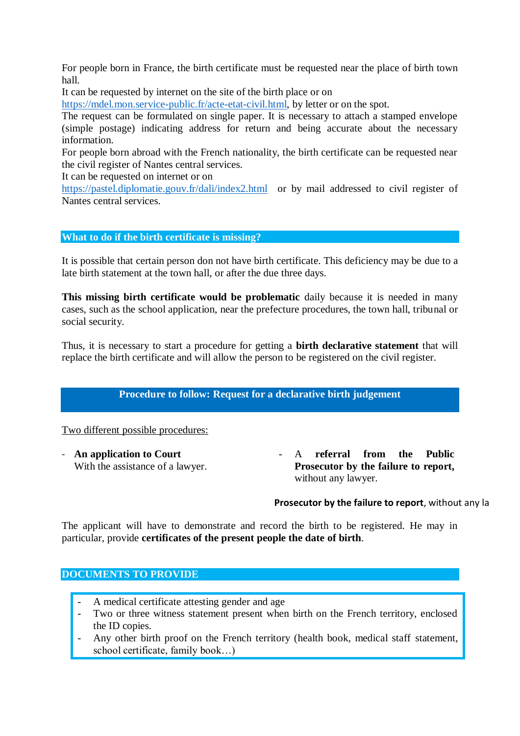For people born in France, the birth certificate must be requested near the place of birth town hall.

It can be requested by internet on the site of the birth place or on https://mdel.mon.service-public.fr/acte-etat-civil.html, by letter or on the spot.

The request can be formulated on single paper. It is necessary to attach a stamped envelope (simple postage) indicating address for return and being accurate about the necessary information.

For people born abroad with the French nationality, the birth certificate can be requested near the civil register of Nantes central services.

It can be requested on internet or on https://pastel.diplomatie.gouv.fr/dali/index2.html or by mail addressed to civil register of Nantes central services.

## What to do if the birth certificate is missing?

It is possible that certain person don not have birth certificate. This deficiency may be due to a late birth statement at the town hall, or after the due three days.

**This missing birth certificate would be problematic** daily because it is needed in many cases, such as the school application, near the prefecture procedures, the town hall, tribunal or social security.

Thus, it is necessary to start a procedure for getting a **birth declarative statement** that will replace the birth certificate and will allow the person to be registered on the civil register.

## Procedure to follow: Request for a declarative birth judgement

Two different possible procedures:

- **An application to Court**
  With the assistance of a lawyer.
- A **referral from the Public Prosecutor by the failure to report,** without any lawyer.

**Prosecutor by the failure to report**, without any la

The applicant will have to demonstrate and record the birth to be registered. He may in particular, provide **certificates of the present people the date of birth**.

## DOCUMENTS TO PROVIDE

- A medical certificate attesting gender and age
- Two or three witness statement present when birth on the French territory, enclosed the ID copies.
- Any other birth proof on the French territory (health book, medical staff statement, school certificate, family book…)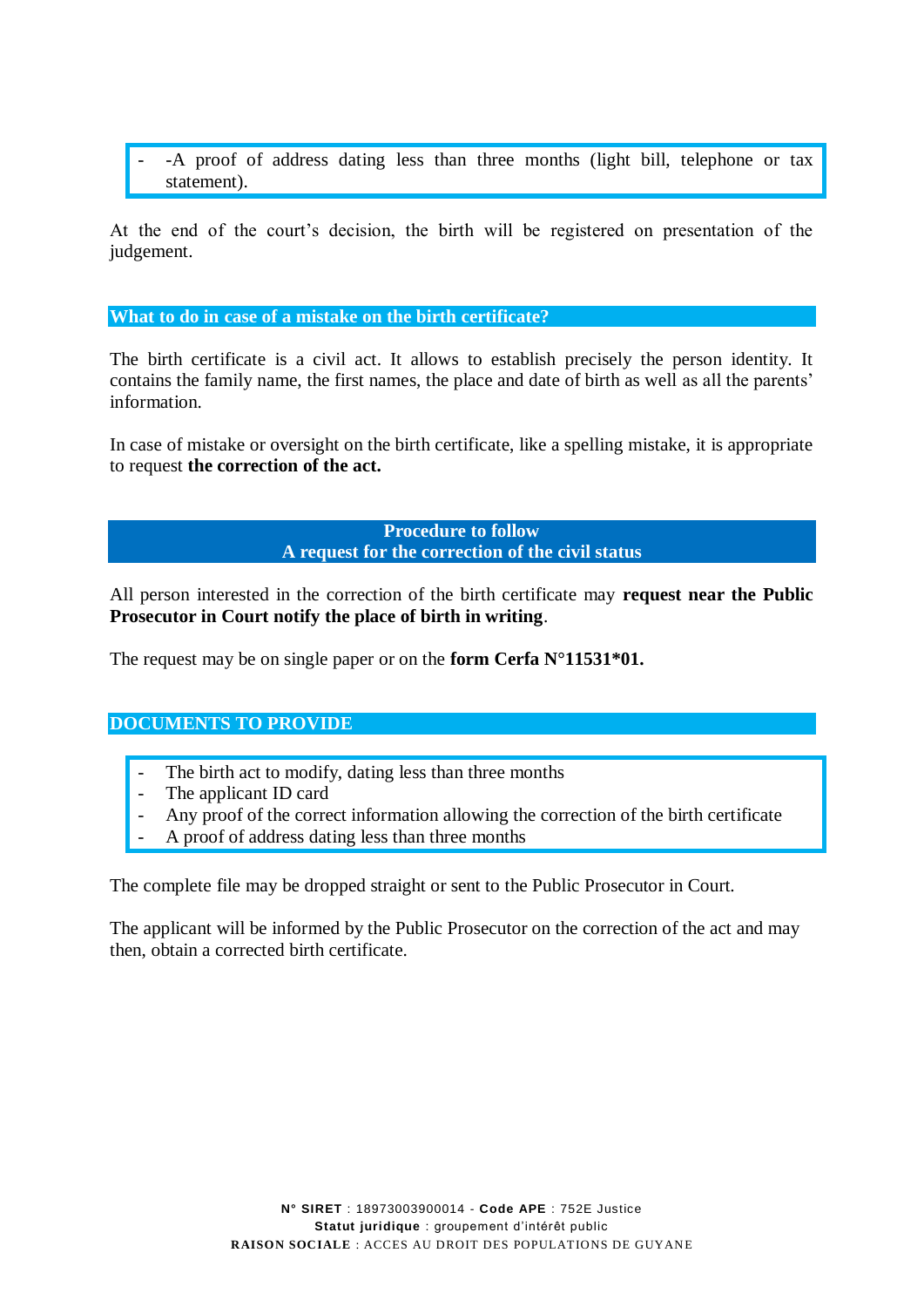- -A proof of address dating less than three months (light bill, telephone or tax statement).

At the end of the court's decision, the birth will be registered on presentation of the judgement.

## What to do in case of a mistake on the birth certificate?

The birth certificate is a civil act. It allows to establish precisely the person identity. It contains the family name, the first names, the place and date of birth as well as all the parents' information.

In case of mistake or oversight on the birth certificate, like a spelling mistake, it is appropriate to request **the correction of the act.**

## Procedure to follow
## A request for the correction of the civil status

All person interested in the correction of the birth certificate may **request near the Public Prosecutor in Court notify the place of birth in writing**.

The request may be on single paper or on the **form Cerfa N°11531*01.**

## DOCUMENTS TO PROVIDE

- The birth act to modify, dating less than three months
- The applicant ID card
- Any proof of the correct information allowing the correction of the birth certificate
- A proof of address dating less than three months

The complete file may be dropped straight or sent to the Public Prosecutor in Court.

The applicant will be informed by the Public Prosecutor on the correction of the act and may then, obtain a corrected birth certificate.